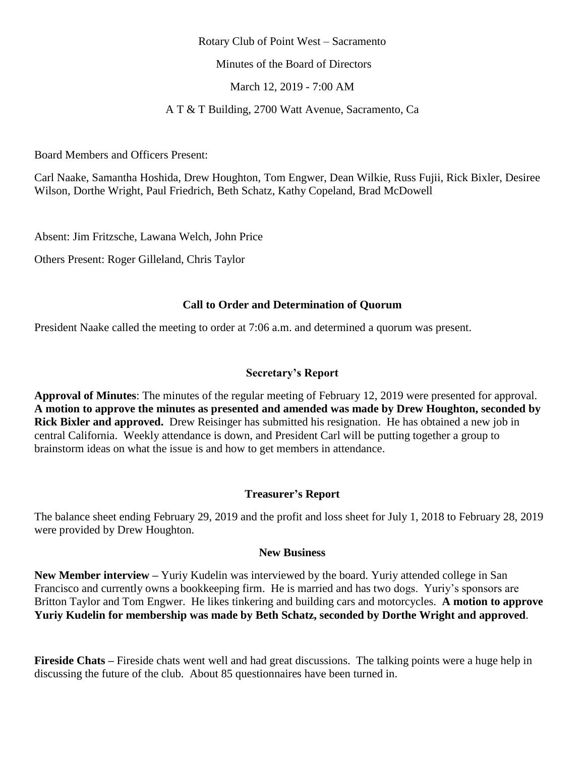Rotary Club of Point West – Sacramento

Minutes of the Board of Directors

March 12, 2019 - 7:00 AM

A T & T Building, 2700 Watt Avenue, Sacramento, Ca

Board Members and Officers Present:

Carl Naake, Samantha Hoshida, Drew Houghton, Tom Engwer, Dean Wilkie, Russ Fujii, Rick Bixler, Desiree Wilson, Dorthe Wright, Paul Friedrich, Beth Schatz, Kathy Copeland, Brad McDowell

Absent: Jim Fritzsche, Lawana Welch, John Price

Others Present: Roger Gilleland, Chris Taylor

## Call to Order and Determination of Quorum

President Naake called the meeting to order at 7:06 a.m. and determined a quorum was present.

## Secretary's Report

**Approval of Minutes**: The minutes of the regular meeting of February 12, 2019 were presented for approval. **A motion to approve the minutes as presented and amended was made by Drew Houghton, seconded by Rick Bixler and approved.** Drew Reisinger has submitted his resignation. He has obtained a new job in central California. Weekly attendance is down, and President Carl will be putting together a group to brainstorm ideas on what the issue is and how to get members in attendance.

## Treasurer's Report

The balance sheet ending February 29, 2019 and the profit and loss sheet for July 1, 2018 to February 28, 2019 were provided by Drew Houghton.

## New Business

**New Member interview –** Yuriy Kudelin was interviewed by the board. Yuriy attended college in San Francisco and currently owns a bookkeeping firm. He is married and has two dogs. Yuriy's sponsors are Britton Taylor and Tom Engwer. He likes tinkering and building cars and motorcycles. **A motion to approve Yuriy Kudelin for membership was made by Beth Schatz, seconded by Dorthe Wright and approved**.

**Fireside Chats –** Fireside chats went well and had great discussions. The talking points were a huge help in discussing the future of the club. About 85 questionnaires have been turned in.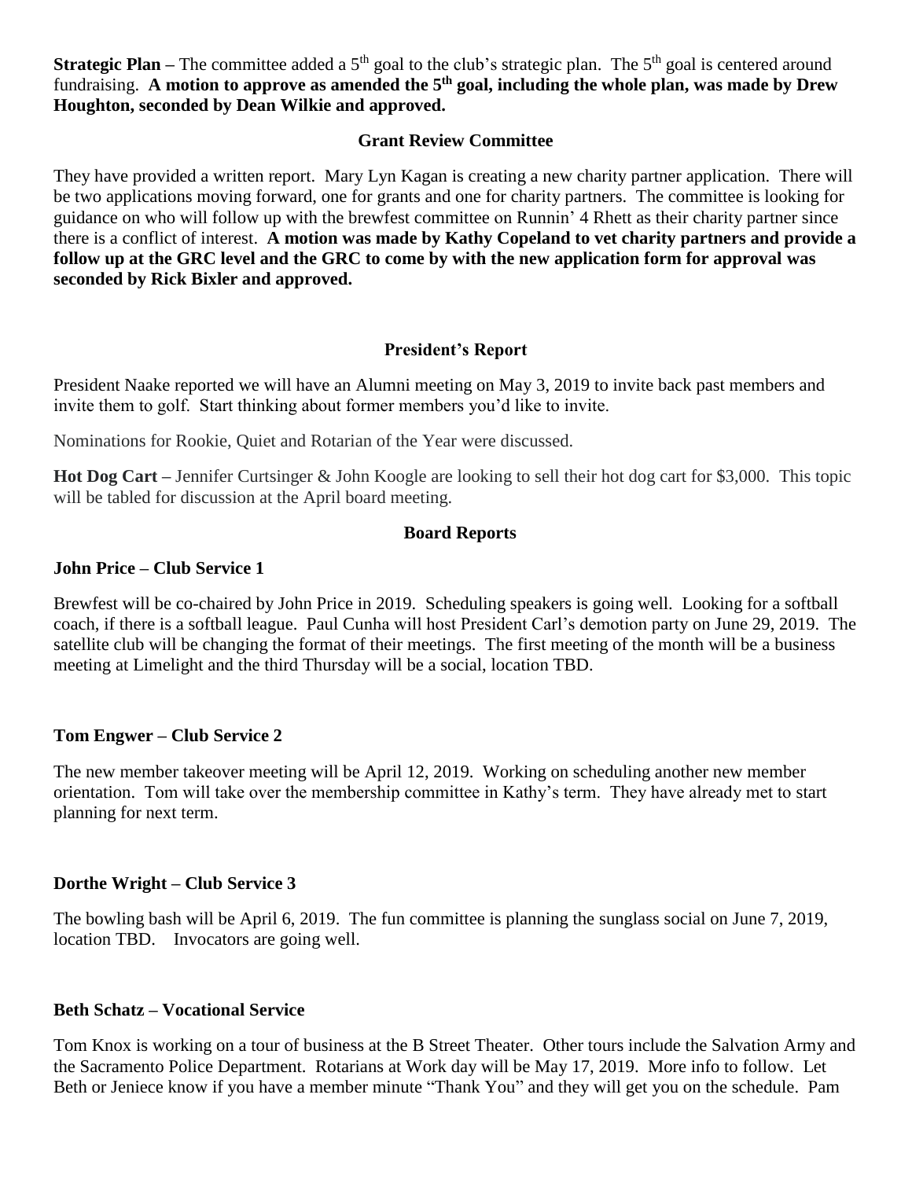**Strategic Plan –** The committee added a 5th goal to the club's strategic plan. The 5th goal is centered around fundraising. **A motion to approve as amended the 5th goal, including the whole plan, was made by Drew Houghton, seconded by Dean Wilkie and approved.**

### Grant Review Committee

They have provided a written report. Mary Lyn Kagan is creating a new charity partner application. There will be two applications moving forward, one for grants and one for charity partners. The committee is looking for guidance on who will follow up with the brewfest committee on Runnin' 4 Rhett as their charity partner since there is a conflict of interest. **A motion was made by Kathy Copeland to vet charity partners and provide a follow up at the GRC level and the GRC to come by with the new application form for approval was seconded by Rick Bixler and approved.**

### President's Report

President Naake reported we will have an Alumni meeting on May 3, 2019 to invite back past members and invite them to golf. Start thinking about former members you'd like to invite.

Nominations for Rookie, Quiet and Rotarian of the Year were discussed.

**Hot Dog Cart –** Jennifer Curtsinger & John Koogle are looking to sell their hot dog cart for $3,000. This topic will be tabled for discussion at the April board meeting.

### Board Reports

**John Price – Club Service 1**

Brewfest will be co-chaired by John Price in 2019. Scheduling speakers is going well. Looking for a softball coach, if there is a softball league. Paul Cunha will host President Carl's demotion party on June 29, 2019. The satellite club will be changing the format of their meetings. The first meeting of the month will be a business meeting at Limelight and the third Thursday will be a social, location TBD.

**Tom Engwer – Club Service 2**

The new member takeover meeting will be April 12, 2019. Working on scheduling another new member orientation. Tom will take over the membership committee in Kathy's term. They have already met to start planning for next term.

**Dorthe Wright – Club Service 3**

The bowling bash will be April 6, 2019. The fun committee is planning the sunglass social on June 7, 2019, location TBD. Invocators are going well.

**Beth Schatz – Vocational Service**

Tom Knox is working on a tour of business at the B Street Theater. Other tours include the Salvation Army and the Sacramento Police Department. Rotarians at Work day will be May 17, 2019. More info to follow. Let Beth or Jeniece know if you have a member minute "Thank You" and they will get you on the schedule. Pam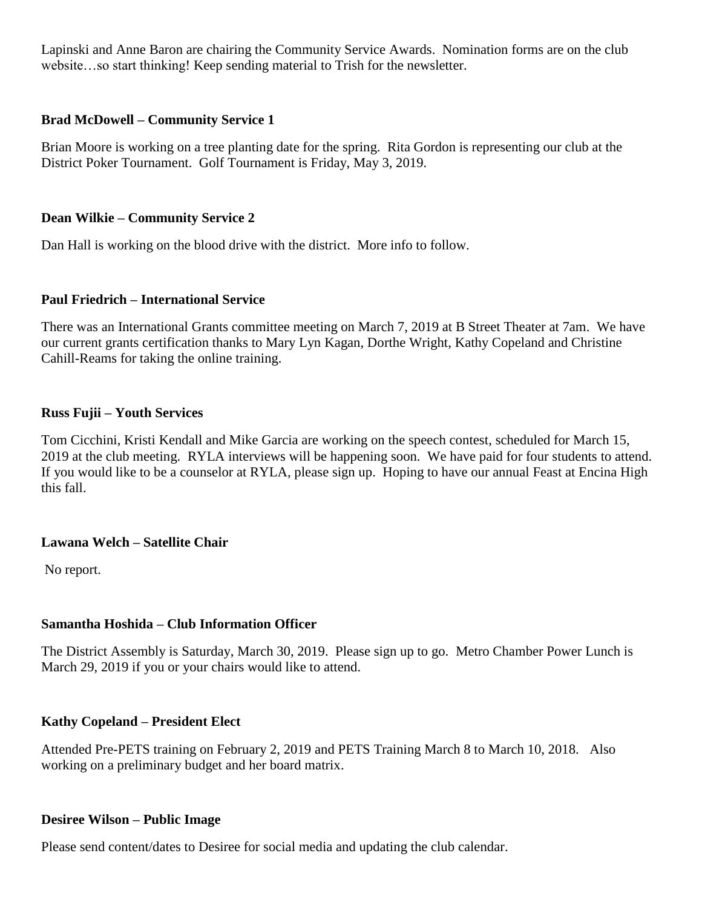Lapinski and Anne Baron are chairing the Community Service Awards. Nomination forms are on the club website…so start thinking! Keep sending material to Trish for the newsletter.

**Brad McDowell – Community Service 1**

Brian Moore is working on a tree planting date for the spring. Rita Gordon is representing our club at the District Poker Tournament. Golf Tournament is Friday, May 3, 2019.

**Dean Wilkie – Community Service 2**

Dan Hall is working on the blood drive with the district. More info to follow.

**Paul Friedrich – International Service**

There was an International Grants committee meeting on March 7, 2019 at B Street Theater at 7am. We have our current grants certification thanks to Mary Lyn Kagan, Dorthe Wright, Kathy Copeland and Christine Cahill-Reams for taking the online training.

**Russ Fujii – Youth Services**

Tom Cicchini, Kristi Kendall and Mike Garcia are working on the speech contest, scheduled for March 15, 2019 at the club meeting. RYLA interviews will be happening soon. We have paid for four students to attend. If you would like to be a counselor at RYLA, please sign up. Hoping to have our annual Feast at Encina High this fall.

**Lawana Welch – Satellite Chair**

No report.

**Samantha Hoshida – Club Information Officer**

The District Assembly is Saturday, March 30, 2019. Please sign up to go. Metro Chamber Power Lunch is March 29, 2019 if you or your chairs would like to attend.

**Kathy Copeland – President Elect**

Attended Pre-PETS training on February 2, 2019 and PETS Training March 8 to March 10, 2018. Also working on a preliminary budget and her board matrix.

**Desiree Wilson – Public Image**

Please send content/dates to Desiree for social media and updating the club calendar.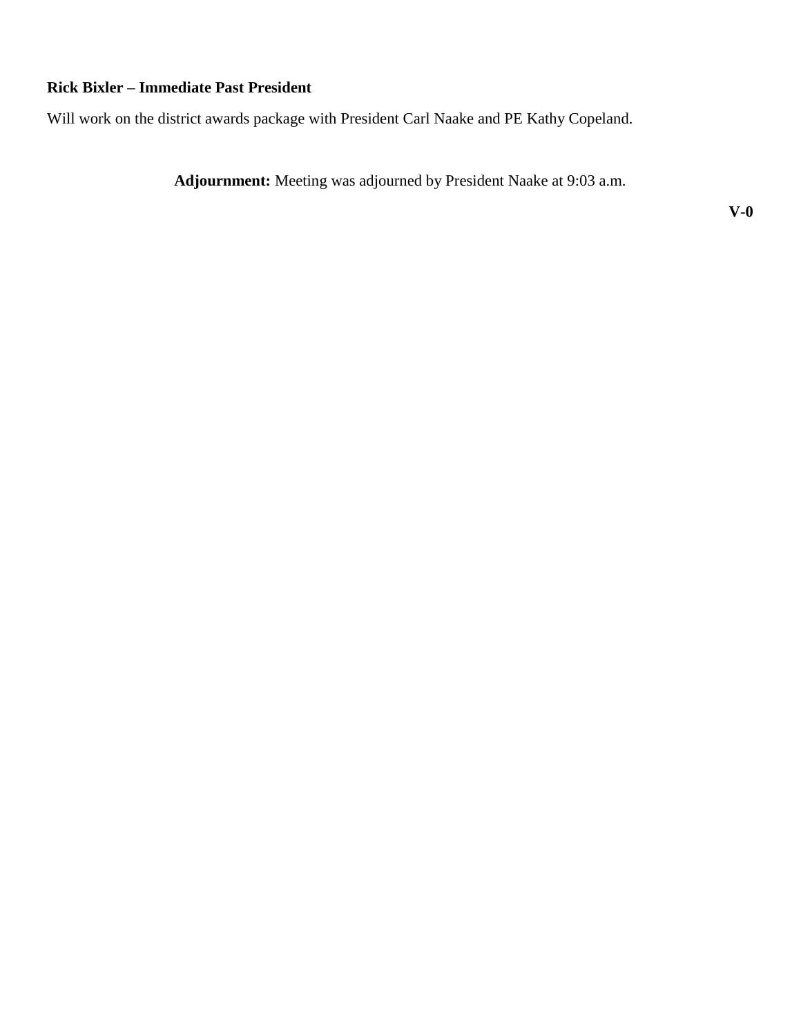**Rick Bixler – Immediate Past President**

Will work on the district awards package with President Carl Naake and PE Kathy Copeland.

**Adjournment:** Meeting was adjourned by President Naake at 9:03 a.m.

**V-0**